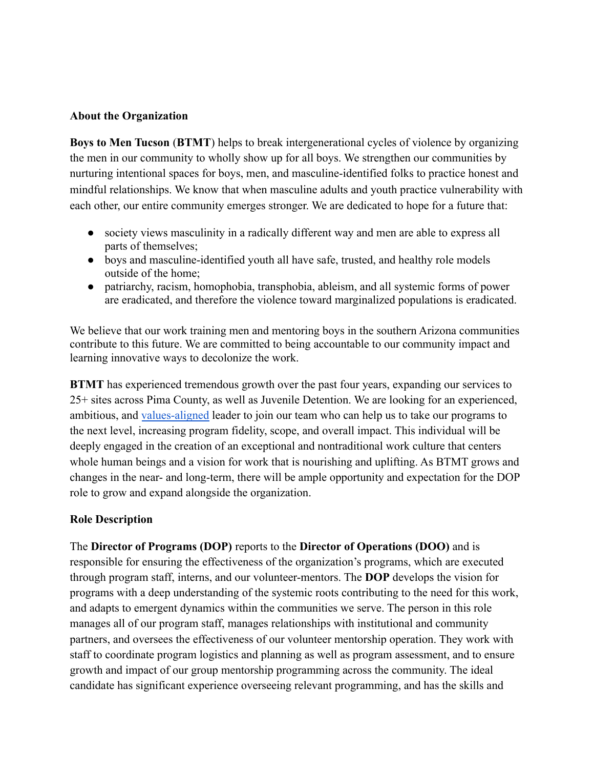## About the Organization

**Boys to Men Tucson** (**BTMT**) helps to break intergenerational cycles of violence by organizing the men in our community to wholly show up for all boys. We strengthen our communities by nurturing intentional spaces for boys, men, and masculine-identified folks to practice honest and mindful relationships. We know that when masculine adults and youth practice vulnerability with each other, our entire community emerges stronger. We are dedicated to hope for a future that:

- society views masculinity in a radically different way and men are able to express all parts of themselves;
- boys and masculine-identified youth all have safe, trusted, and healthy role models outside of the home;
- patriarchy, racism, homophobia, transphobia, ableism, and all systemic forms of power are eradicated, and therefore the violence toward marginalized populations is eradicated.

We believe that our work training men and mentoring boys in the southern Arizona communities contribute to this future. We are committed to being accountable to our community impact and learning innovative ways to decolonize the work.

**BTMT** has experienced tremendous growth over the past four years, expanding our services to 25+ sites across Pima County, as well as Juvenile Detention. We are looking for an experienced, ambitious, and values-aligned leader to join our team who can help us to take our programs to the next level, increasing program fidelity, scope, and overall impact. This individual will be deeply engaged in the creation of an exceptional and nontraditional work culture that centers whole human beings and a vision for work that is nourishing and uplifting. As BTMT grows and changes in the near- and long-term, there will be ample opportunity and expectation for the DOP role to grow and expand alongside the organization.

## Role Description

The **Director of Programs (DOP)** reports to the **Director of Operations (DOO)** and is responsible for ensuring the effectiveness of the organization's programs, which are executed through program staff, interns, and our volunteer-mentors. The **DOP** develops the vision for programs with a deep understanding of the systemic roots contributing to the need for this work, and adapts to emergent dynamics within the communities we serve. The person in this role manages all of our program staff, manages relationships with institutional and community partners, and oversees the effectiveness of our volunteer mentorship operation. They work with staff to coordinate program logistics and planning as well as program assessment, and to ensure growth and impact of our group mentorship programming across the community. The ideal candidate has significant experience overseeing relevant programming, and has the skills and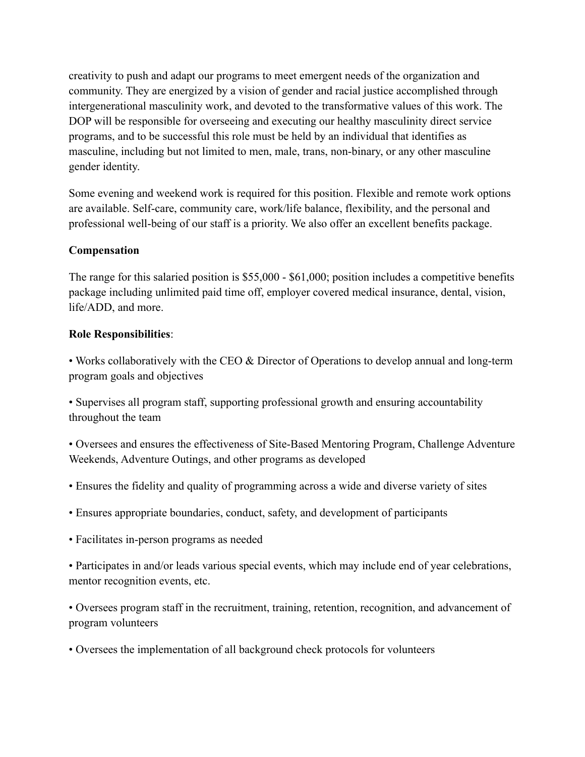creativity to push and adapt our programs to meet emergent needs of the organization and community. They are energized by a vision of gender and racial justice accomplished through intergenerational masculinity work, and devoted to the transformative values of this work. The DOP will be responsible for overseeing and executing our healthy masculinity direct service programs, and to be successful this role must be held by an individual that identifies as masculine, including but not limited to men, male, trans, non-binary, or any other masculine gender identity.

Some evening and weekend work is required for this position. Flexible and remote work options are available. Self-care, community care, work/life balance, flexibility, and the personal and professional well-being of our staff is a priority. We also offer an excellent benefits package.

**Compensation**

The range for this salaried position is $55,000 - $61,000; position includes a competitive benefits package including unlimited paid time off, employer covered medical insurance, dental, vision, life/ADD, and more.

**Role Responsibilities**:

• Works collaboratively with the CEO & Director of Operations to develop annual and long-term program goals and objectives

• Supervises all program staff, supporting professional growth and ensuring accountability throughout the team

• Oversees and ensures the effectiveness of Site-Based Mentoring Program, Challenge Adventure Weekends, Adventure Outings, and other programs as developed

• Ensures the fidelity and quality of programming across a wide and diverse variety of sites

• Ensures appropriate boundaries, conduct, safety, and development of participants

• Facilitates in-person programs as needed

• Participates in and/or leads various special events, which may include end of year celebrations, mentor recognition events, etc.

• Oversees program staff in the recruitment, training, retention, recognition, and advancement of program volunteers

• Oversees the implementation of all background check protocols for volunteers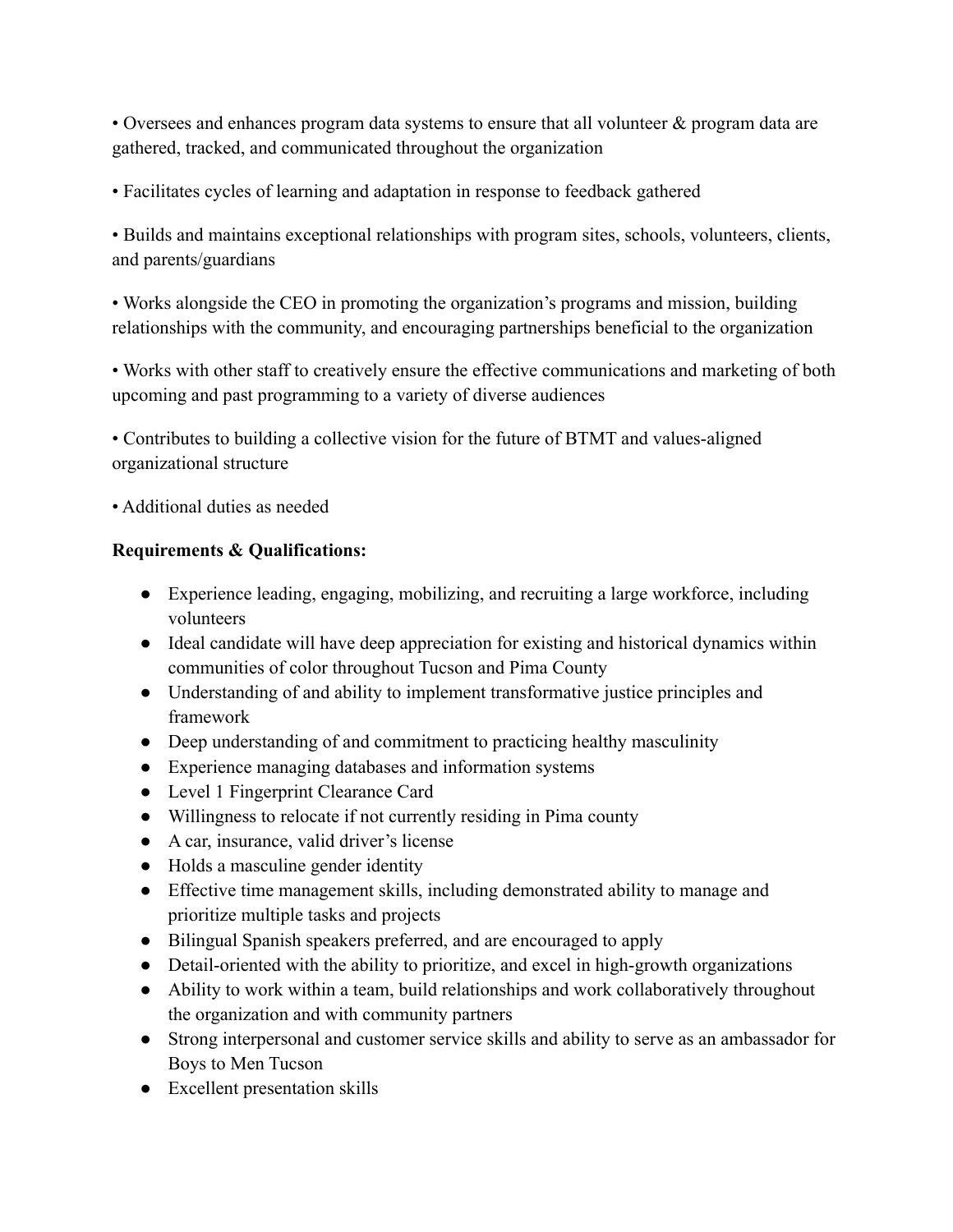• Oversees and enhances program data systems to ensure that all volunteer & program data are gathered, tracked, and communicated throughout the organization

• Facilitates cycles of learning and adaptation in response to feedback gathered

• Builds and maintains exceptional relationships with program sites, schools, volunteers, clients, and parents/guardians

• Works alongside the CEO in promoting the organization's programs and mission, building relationships with the community, and encouraging partnerships beneficial to the organization

• Works with other staff to creatively ensure the effective communications and marketing of both upcoming and past programming to a variety of diverse audiences

• Contributes to building a collective vision for the future of BTMT and values-aligned organizational structure

• Additional duties as needed

**Requirements & Qualifications:**

- Experience leading, engaging, mobilizing, and recruiting a large workforce, including volunteers
- Ideal candidate will have deep appreciation for existing and historical dynamics within communities of color throughout Tucson and Pima County
- Understanding of and ability to implement transformative justice principles and framework
- Deep understanding of and commitment to practicing healthy masculinity
- Experience managing databases and information systems
- Level 1 Fingerprint Clearance Card
- Willingness to relocate if not currently residing in Pima county
- A car, insurance, valid driver's license
- Holds a masculine gender identity
- Effective time management skills, including demonstrated ability to manage and prioritize multiple tasks and projects
- Bilingual Spanish speakers preferred, and are encouraged to apply
- Detail-oriented with the ability to prioritize, and excel in high-growth organizations
- Ability to work within a team, build relationships and work collaboratively throughout the organization and with community partners
- Strong interpersonal and customer service skills and ability to serve as an ambassador for Boys to Men Tucson
- Excellent presentation skills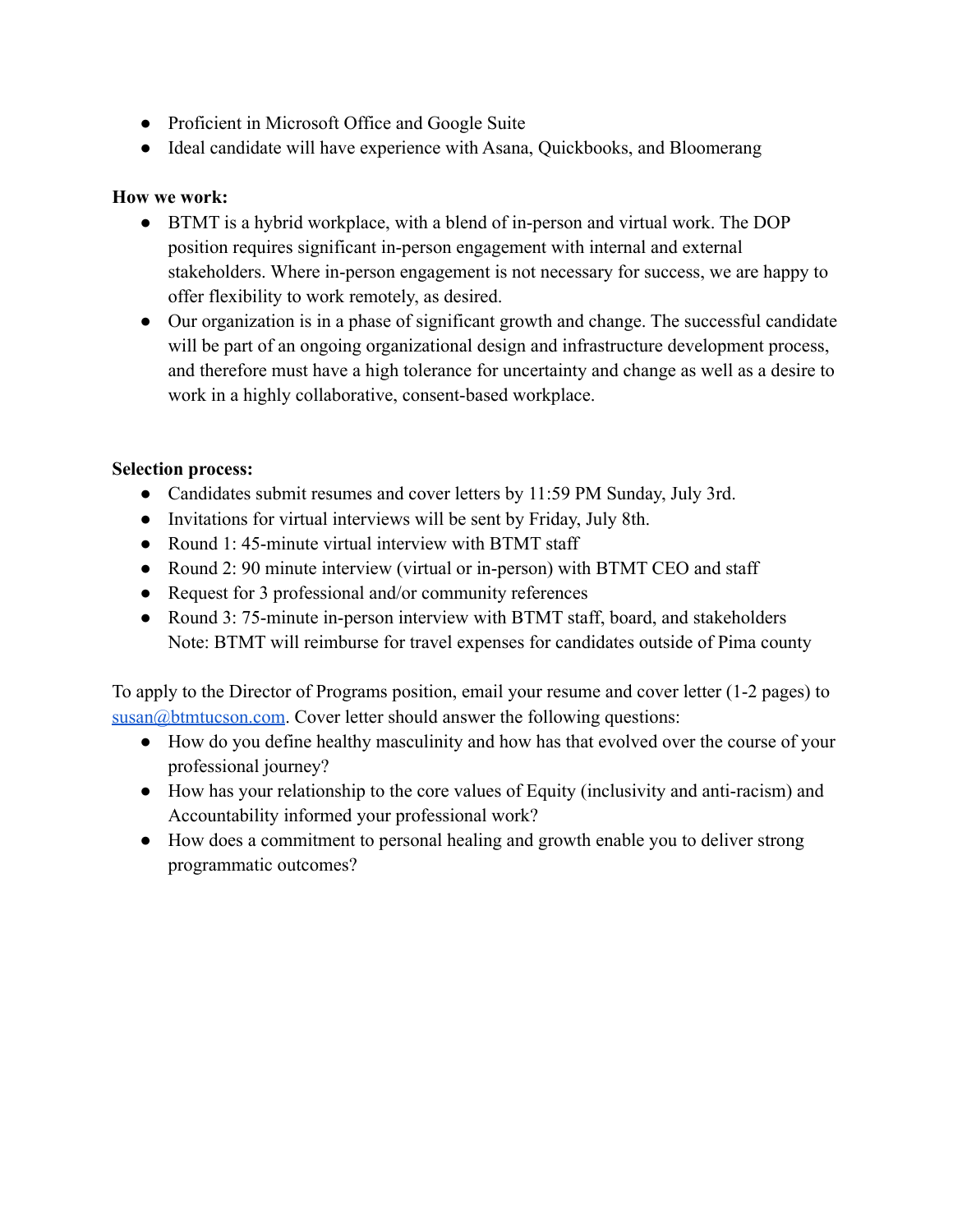- Proficient in Microsoft Office and Google Suite
- Ideal candidate will have experience with Asana, Quickbooks, and Bloomerang

**How we work:**

- BTMT is a hybrid workplace, with a blend of in-person and virtual work. The DOP position requires significant in-person engagement with internal and external stakeholders. Where in-person engagement is not necessary for success, we are happy to offer flexibility to work remotely, as desired.
- Our organization is in a phase of significant growth and change. The successful candidate will be part of an ongoing organizational design and infrastructure development process, and therefore must have a high tolerance for uncertainty and change as well as a desire to work in a highly collaborative, consent-based workplace.

**Selection process:**

- Candidates submit resumes and cover letters by 11:59 PM Sunday, July 3rd.
- Invitations for virtual interviews will be sent by Friday, July 8th.
- Round 1: 45-minute virtual interview with BTMT staff
- Round 2: 90 minute interview (virtual or in-person) with BTMT CEO and staff
- Request for 3 professional and/or community references
- Round 3: 75-minute in-person interview with BTMT staff, board, and stakeholders
  Note: BTMT will reimburse for travel expenses for candidates outside of Pima county

To apply to the Director of Programs position, email your resume and cover letter (1-2 pages) to susan@btmtucson.com. Cover letter should answer the following questions:

- How do you define healthy masculinity and how has that evolved over the course of your professional journey?
- How has your relationship to the core values of Equity (inclusivity and anti-racism) and Accountability informed your professional work?
- How does a commitment to personal healing and growth enable you to deliver strong programmatic outcomes?